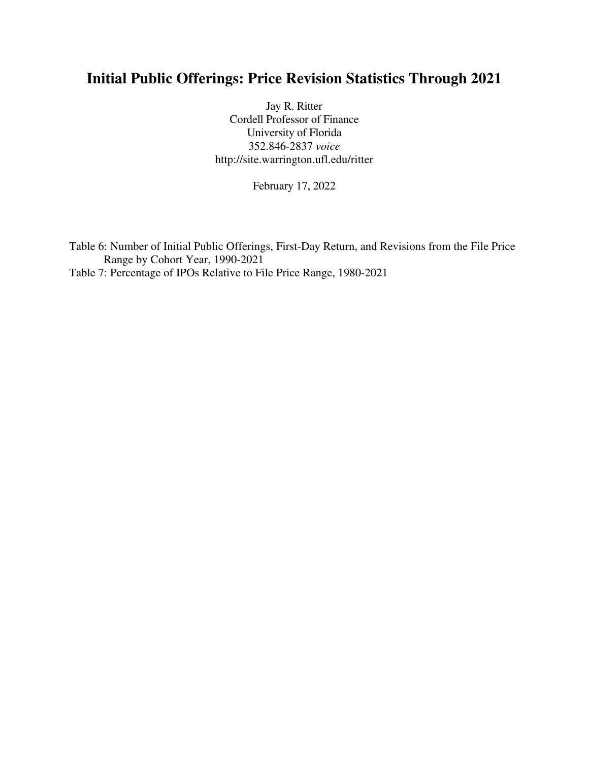# Initial Public Offerings: Price Revision Statistics Through 2021

Jay R. Ritter
Cordell Professor of Finance
University of Florida
352.846-2837 *voice*
http://site.warrington.ufl.edu/ritter

February 17, 2022

Table 6: Number of Initial Public Offerings, First-Day Return, and Revisions from the File Price Range by Cohort Year, 1990-2021

Table 7: Percentage of IPOs Relative to File Price Range, 1980-2021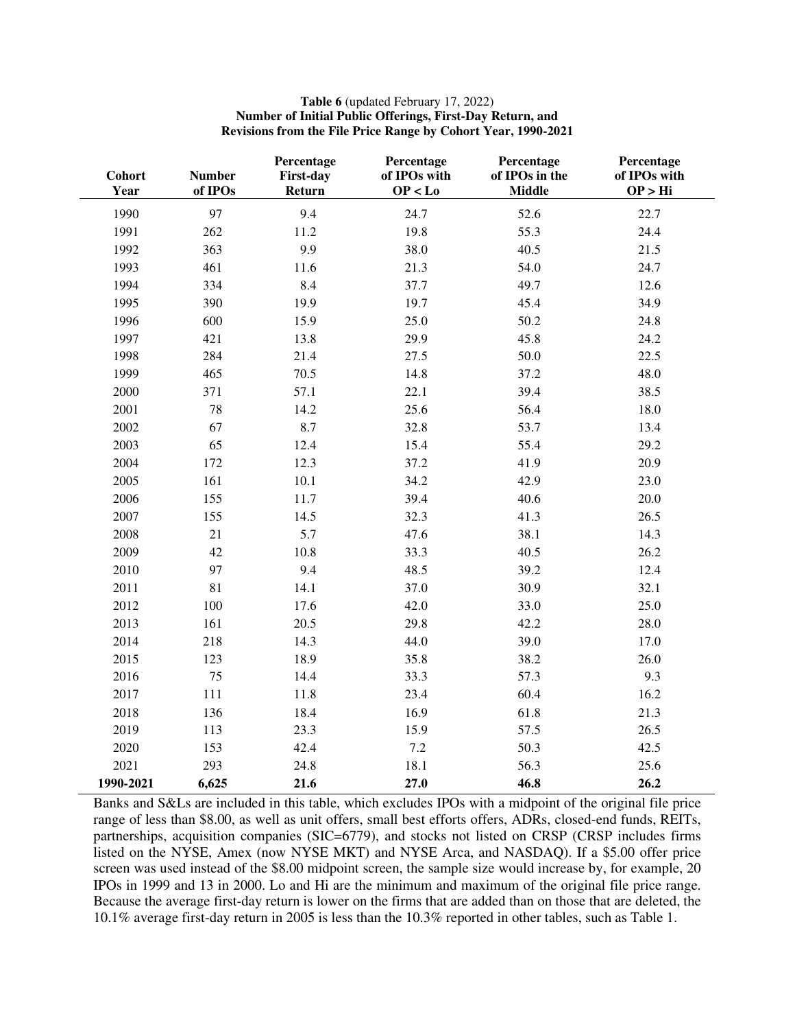**Table 6** (updated February 17, 2022)
**Number of Initial Public Offerings, First-Day Return, and Revisions from the File Price Range by Cohort Year, 1990-2021**

| Cohort Year | Number of IPOs | Percentage First-day Return | Percentage of IPOs with OP < Lo | Percentage of IPOs in the Middle | Percentage of IPOs with OP > Hi |
|---|---|---|---|---|---|
| 1990 | 97 | 9.4 | 24.7 | 52.6 | 22.7 |
| 1991 | 262 | 11.2 | 19.8 | 55.3 | 24.4 |
| 1992 | 363 | 9.9 | 38.0 | 40.5 | 21.5 |
| 1993 | 461 | 11.6 | 21.3 | 54.0 | 24.7 |
| 1994 | 334 | 8.4 | 37.7 | 49.7 | 12.6 |
| 1995 | 390 | 19.9 | 19.7 | 45.4 | 34.9 |
| 1996 | 600 | 15.9 | 25.0 | 50.2 | 24.8 |
| 1997 | 421 | 13.8 | 29.9 | 45.8 | 24.2 |
| 1998 | 284 | 21.4 | 27.5 | 50.0 | 22.5 |
| 1999 | 465 | 70.5 | 14.8 | 37.2 | 48.0 |
| 2000 | 371 | 57.1 | 22.1 | 39.4 | 38.5 |
| 2001 | 78 | 14.2 | 25.6 | 56.4 | 18.0 |
| 2002 | 67 | 8.7 | 32.8 | 53.7 | 13.4 |
| 2003 | 65 | 12.4 | 15.4 | 55.4 | 29.2 |
| 2004 | 172 | 12.3 | 37.2 | 41.9 | 20.9 |
| 2005 | 161 | 10.1 | 34.2 | 42.9 | 23.0 |
| 2006 | 155 | 11.7 | 39.4 | 40.6 | 20.0 |
| 2007 | 155 | 14.5 | 32.3 | 41.3 | 26.5 |
| 2008 | 21 | 5.7 | 47.6 | 38.1 | 14.3 |
| 2009 | 42 | 10.8 | 33.3 | 40.5 | 26.2 |
| 2010 | 97 | 9.4 | 48.5 | 39.2 | 12.4 |
| 2011 | 81 | 14.1 | 37.0 | 30.9 | 32.1 |
| 2012 | 100 | 17.6 | 42.0 | 33.0 | 25.0 |
| 2013 | 161 | 20.5 | 29.8 | 42.2 | 28.0 |
| 2014 | 218 | 14.3 | 44.0 | 39.0 | 17.0 |
| 2015 | 123 | 18.9 | 35.8 | 38.2 | 26.0 |
| 2016 | 75 | 14.4 | 33.3 | 57.3 | 9.3 |
| 2017 | 111 | 11.8 | 23.4 | 60.4 | 16.2 |
| 2018 | 136 | 18.4 | 16.9 | 61.8 | 21.3 |
| 2019 | 113 | 23.3 | 15.9 | 57.5 | 26.5 |
| 2020 | 153 | 42.4 | 7.2 | 50.3 | 42.5 |
| 2021 | 293 | 24.8 | 18.1 | 56.3 | 25.6 |
| **1990-2021** | **6,625** | **21.6** | **27.0** | **46.8** | **26.2** |

Banks and S&Ls are included in this table, which excludes IPOs with a midpoint of the original file price range of less than $8.00, as well as unit offers, small best efforts offers, ADRs, closed-end funds, REITs, partnerships, acquisition companies (SIC=6779), and stocks not listed on CRSP (CRSP includes firms listed on the NYSE, Amex (now NYSE MKT) and NYSE Arca, and NASDAQ). If a $5.00 offer price screen was used instead of the $8.00 midpoint screen, the sample size would increase by, for example, 20 IPOs in 1999 and 13 in 2000. Lo and Hi are the minimum and maximum of the original file price range. Because the average first-day return is lower on the firms that are added than on those that are deleted, the 10.1% average first-day return in 2005 is less than the 10.3% reported in other tables, such as Table 1.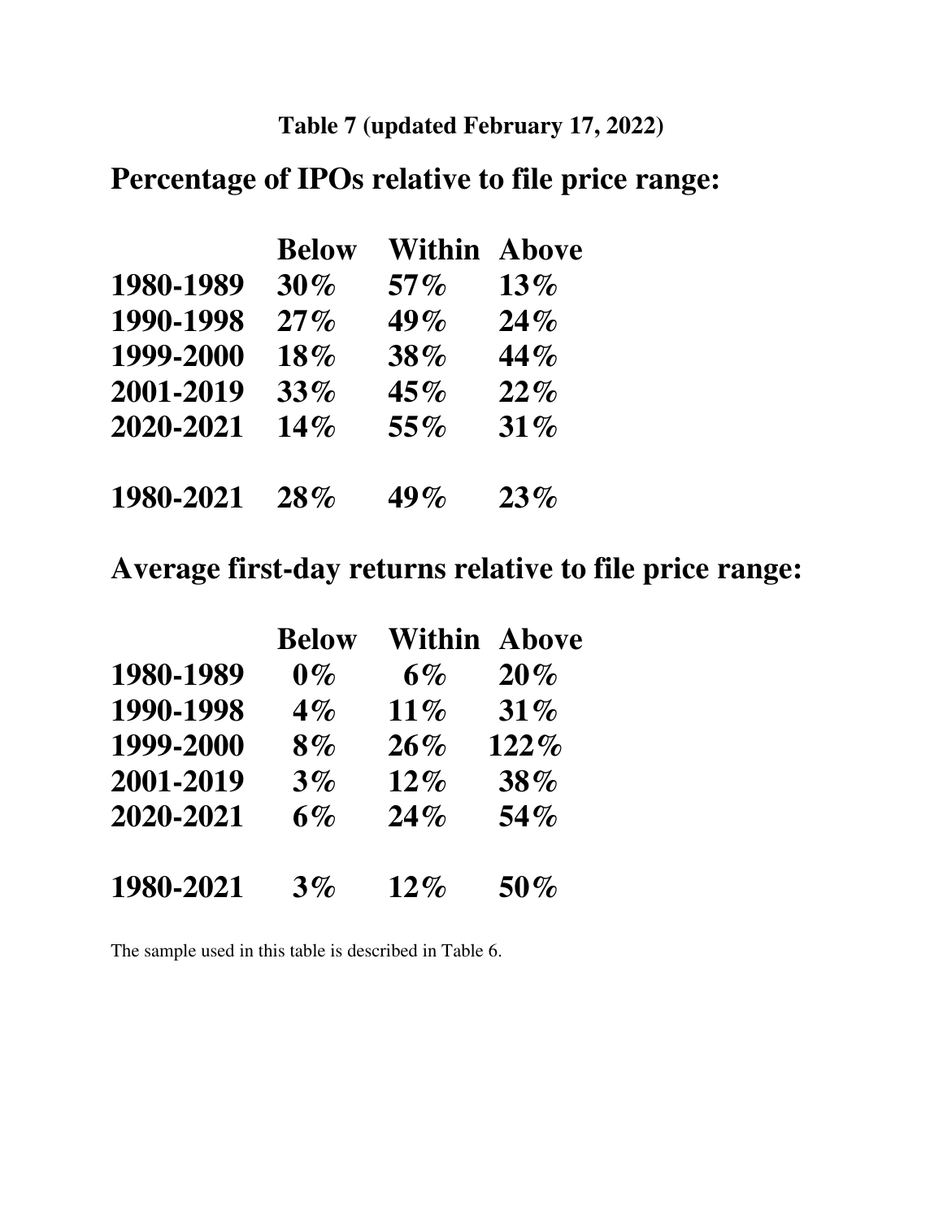**Table 7 (updated February 17, 2022)**

## Percentage of IPOs relative to file price range:

| | Below | Within | Above |
|---|---|---|---|
| 1980-1989 | 30% | 57% | 13% |
| 1990-1998 | 27% | 49% | 24% |
| 1999-2000 | 18% | 38% | 44% |
| 2001-2019 | 33% | 45% | 22% |
| 2020-2021 | 14% | 55% | 31% |
| 1980-2021 | 28% | 49% | 23% |

## Average first-day returns relative to file price range:

| | Below | Within | Above |
|---|---|---|---|
| 1980-1989 | 0% | 6% | 20% |
| 1990-1998 | 4% | 11% | 31% |
| 1999-2000 | 8% | 26% | 122% |
| 2001-2019 | 3% | 12% | 38% |
| 2020-2021 | 6% | 24% | 54% |
| 1980-2021 | 3% | 12% | 50% |

The sample used in this table is described in Table 6.